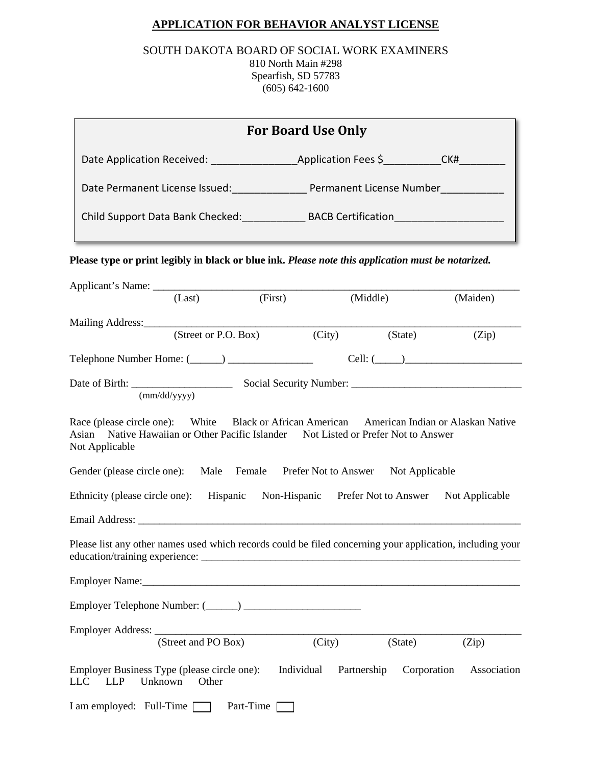# APPLICATION FOR BEHAVIOR ANALYST LICENSE

SOUTH DAKOTA BOARD OF SOCIAL WORK EXAMINERS
810 North Main #298
Spearfish, SD 57783
(605) 642-1600

**For Board Use Only**

Date Application Received: _______________ Application Fees $__________ CK#________

Date Permanent License Issued:_____________ Permanent License Number___________

Child Support Data Bank Checked:___________ BACB Certification___________________

**Please type or print legibly in black or blue ink.** ***Please note this application must be notarized.***

Applicant's Name: ______________________________________________________________________
(Last) (First) (Middle) (Maiden)

Mailing Address:________________________________________________________________________
(Street or P.O. Box) (City) (State) (Zip)

Telephone Number Home: (______) ________________ Cell: (_____)______________________

Date of Birth: ___________________ Social Security Number: ________________________________
(mm/dd/yyyy)

Race (please circle one): White Black or African American American Indian or Alaskan Native Asian Native Hawaiian or Other Pacific Islander Not Listed or Prefer Not to Answer Not Applicable

Gender (please circle one): Male Female Prefer Not to Answer Not Applicable

Ethnicity (please circle one): Hispanic Non-Hispanic Prefer Not to Answer Not Applicable

Email Address: _________________________________________________________________________

Please list any other names used which records could be filed concerning your application, including your education/training experience: ______________________________________________________________

Employer Name:_________________________________________________________________________

Employer Telephone Number: (______) ______________________

Employer Address: _______________________________________________________________________
(Street and PO Box) (City) (State) (Zip)

Employer Business Type (please circle one): Individual Partnership Corporation Association LLC LLP Unknown Other

I am employed: Full-Time ☐ Part-Time ☐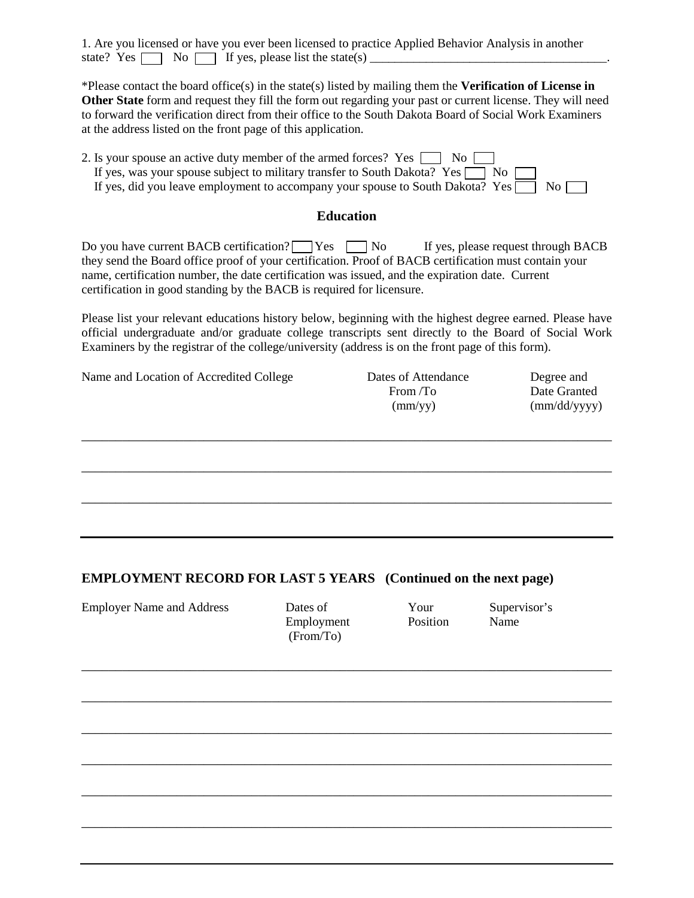1. Are you licensed or have you ever been licensed to practice Applied Behavior Analysis in another state? Yes ☐ No ☐ If yes, please list the state(s) _______________________________________.

*Please contact the board office(s) in the state(s) listed by mailing them the **Verification of License in Other State** form and request they fill the form out regarding your past or current license. They will need to forward the verification direct from their office to the South Dakota Board of Social Work Examiners at the address listed on the front page of this application.

2. Is your spouse an active duty member of the armed forces? Yes ☐ No ☐
   If yes, was your spouse subject to military transfer to South Dakota? Yes ☐ No ☐
   If yes, did you leave employment to accompany your spouse to South Dakota? Yes ☐ No ☐

## Education

Do you have current BACB certification? ☐ Yes ☐ No If yes, please request through BACB they send the Board office proof of your certification. Proof of BACB certification must contain your name, certification number, the date certification was issued, and the expiration date. Current certification in good standing by the BACB is required for licensure.

Please list your relevant educations history below, beginning with the highest degree earned. Please have official undergraduate and/or graduate college transcripts sent directly to the Board of Social Work Examiners by the registrar of the college/university (address is on the front page of this form).

| Name and Location of Accredited College | Dates of Attendance From /To (mm/yy) | Degree and Date Granted (mm/dd/yyyy) |
|---|---|---|
| | | |
| | | |
| | | |

## EMPLOYMENT RECORD FOR LAST 5 YEARS (Continued on the next page)

| Employer Name and Address | Dates of Employment (From/To) | Your Position | Supervisor's Name |
|---|---|---|---|
| | | | |
| | | | |
| | | | |
| | | | |
| | | | |
| | | | |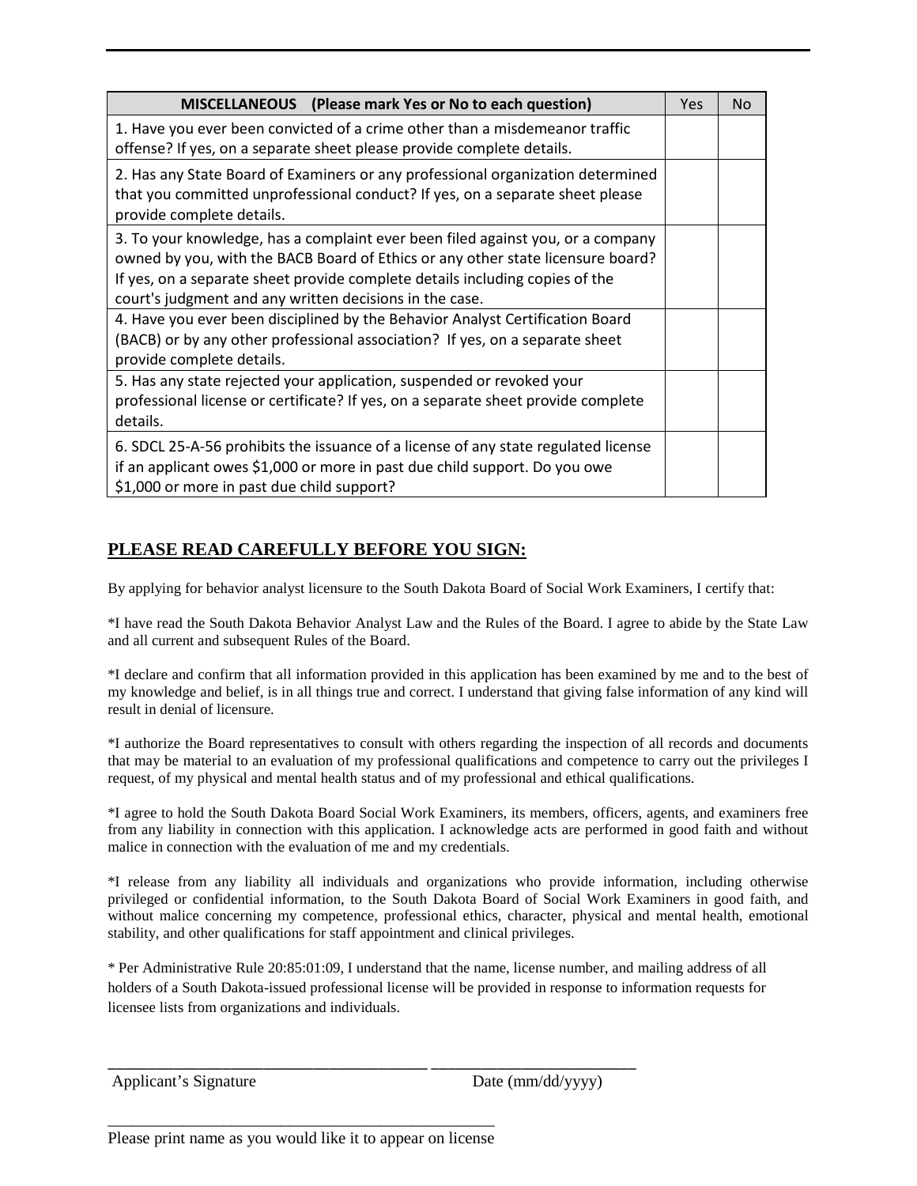| MISCELLANEOUS (Please mark Yes or No to each question) | Yes | No |
|---|---|---|
| 1. Have you ever been convicted of a crime other than a misdemeanor traffic offense? If yes, on a separate sheet please provide complete details. | | |
| 2. Has any State Board of Examiners or any professional organization determined that you committed unprofessional conduct? If yes, on a separate sheet please provide complete details. | | |
| 3. To your knowledge, has a complaint ever been filed against you, or a company owned by you, with the BACB Board of Ethics or any other state licensure board? If yes, on a separate sheet provide complete details including copies of the court's judgment and any written decisions in the case. | | |
| 4. Have you ever been disciplined by the Behavior Analyst Certification Board (BACB) or by any other professional association? If yes, on a separate sheet provide complete details. | | |
| 5. Has any state rejected your application, suspended or revoked your professional license or certificate? If yes, on a separate sheet provide complete details. | | |
| 6. SDCL 25-A-56 prohibits the issuance of a license of any state regulated license if an applicant owes $1,000 or more in past due child support. Do you owe $1,000 or more in past due child support? | | |

## PLEASE READ CAREFULLY BEFORE YOU SIGN:

By applying for behavior analyst licensure to the South Dakota Board of Social Work Examiners, I certify that:

*I have read the South Dakota Behavior Analyst Law and the Rules of the Board. I agree to abide by the State Law and all current and subsequent Rules of the Board.

*I declare and confirm that all information provided in this application has been examined by me and to the best of my knowledge and belief, is in all things true and correct. I understand that giving false information of any kind will result in denial of licensure.

*I authorize the Board representatives to consult with others regarding the inspection of all records and documents that may be material to an evaluation of my professional qualifications and competence to carry out the privileges I request, of my physical and mental health status and of my professional and ethical qualifications.

*I agree to hold the South Dakota Board Social Work Examiners, its members, officers, agents, and examiners free from any liability in connection with this application. I acknowledge acts are performed in good faith and without malice in connection with the evaluation of me and my credentials.

*I release from any liability all individuals and organizations who provide information, including otherwise privileged or confidential information, to the South Dakota Board of Social Work Examiners in good faith, and without malice concerning my competence, professional ethics, character, physical and mental health, emotional stability, and other qualifications for staff appointment and clinical privileges.

* Per Administrative Rule 20:85:01:09, I understand that the name, license number, and mailing address of all holders of a South Dakota-issued professional license will be provided in response to information requests for licensee lists from organizations and individuals.

_______________________________________ ________________________

Applicant's Signature                                        Date (mm/dd/yyyy)

________________________________________________

Please print name as you would like it to appear on license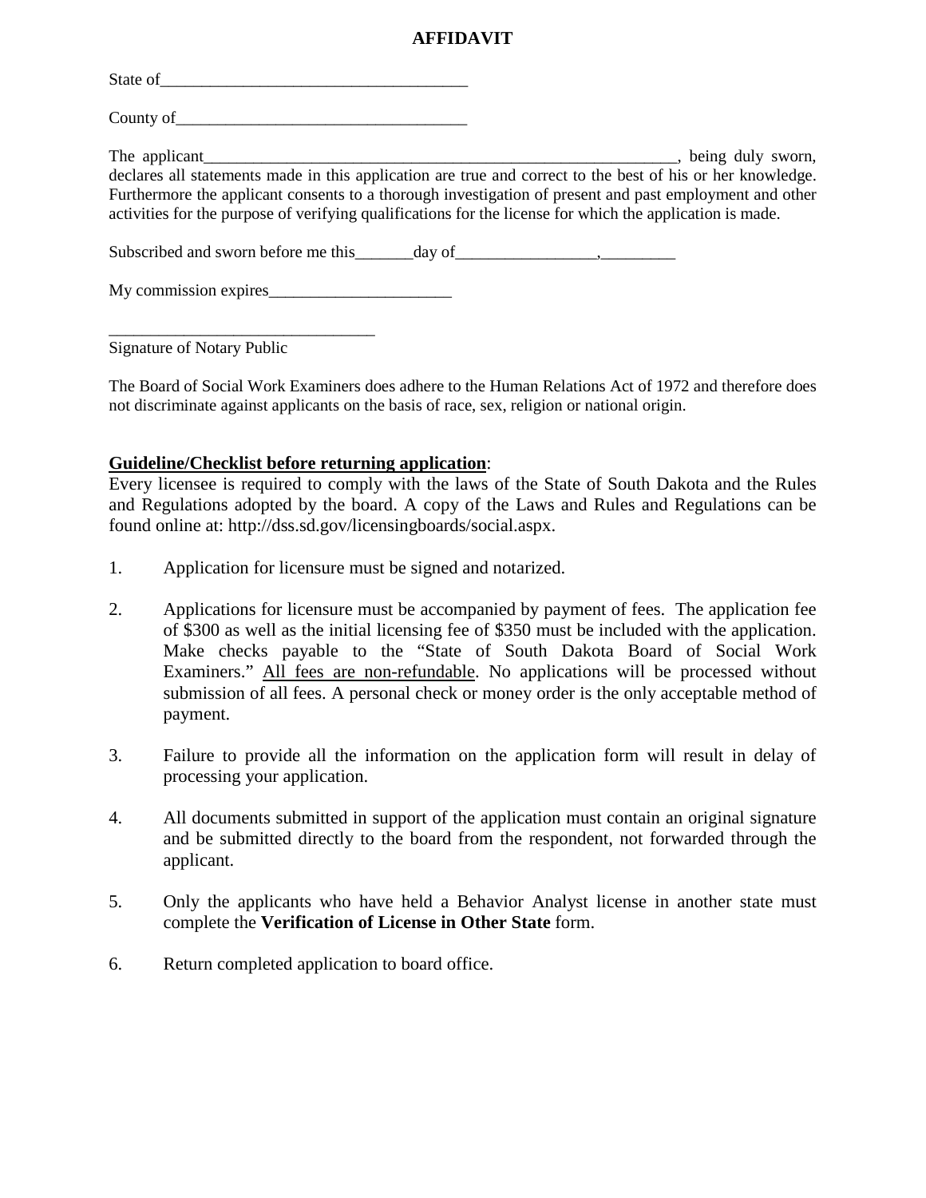# AFFIDAVIT

State of_____________________________________

County of___________________________________

The applicant__________________________________________________________, being duly sworn, declares all statements made in this application are true and correct to the best of his or her knowledge. Furthermore the applicant consents to a thorough investigation of present and past employment and other activities for the purpose of verifying qualifications for the license for which the application is made.

Subscribed and sworn before me this_______day of_________________,_________

My commission expires______________________

________________________________
Signature of Notary Public

The Board of Social Work Examiners does adhere to the Human Relations Act of 1972 and therefore does not discriminate against applicants on the basis of race, sex, religion or national origin.

**Guideline/Checklist before returning application**:

Every licensee is required to comply with the laws of the State of South Dakota and the Rules and Regulations adopted by the board. A copy of the Laws and Rules and Regulations can be found online at: http://dss.sd.gov/licensingboards/social.aspx.

1. Application for licensure must be signed and notarized.

2. Applications for licensure must be accompanied by payment of fees. The application fee of $300 as well as the initial licensing fee of $350 must be included with the application. Make checks payable to the "State of South Dakota Board of Social Work Examiners." <u>All fees are non-refundable</u>. No applications will be processed without submission of all fees. A personal check or money order is the only acceptable method of payment.

3. Failure to provide all the information on the application form will result in delay of processing your application.

4. All documents submitted in support of the application must contain an original signature and be submitted directly to the board from the respondent, not forwarded through the applicant.

5. Only the applicants who have held a Behavior Analyst license in another state must complete the **Verification of License in Other State** form.

6. Return completed application to board office.